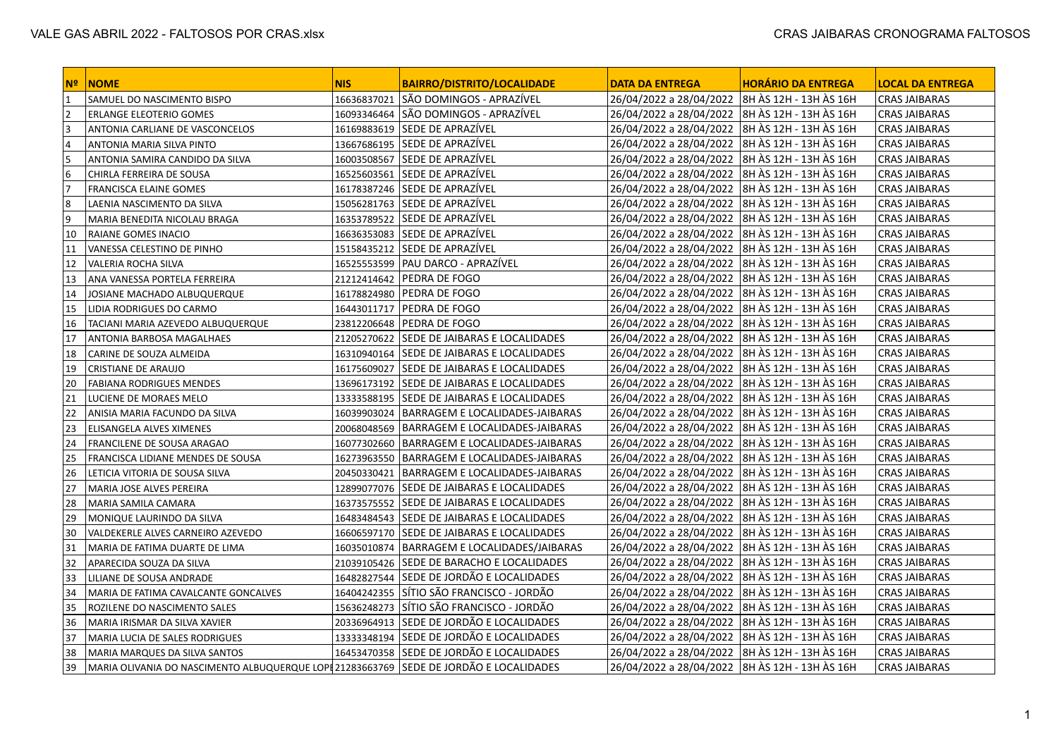| Nº | NOME | NIS | BAIRRO/DISTRITO/LOCALIDADE | DATA DA ENTREGA | HORÁRIO DA ENTREGA | LOCAL DA ENTREGA |
|---|---|---|---|---|---|---|
| 1 | SAMUEL DO NASCIMENTO BISPO | 16636837021 | SÃO DOMINGOS - APRAZÍVEL | 26/04/2022 a 28/04/2022 | 8H ÀS 12H - 13H ÀS 16H | CRAS JAIBARAS |
| 2 | ERLANGE ELEOTERIO GOMES | 16093346464 | SÃO DOMINGOS - APRAZÍVEL | 26/04/2022 a 28/04/2022 | 8H ÀS 12H - 13H ÀS 16H | CRAS JAIBARAS |
| 3 | ANTONIA CARLIANE DE VASCONCELOS | 16169883619 | SEDE DE APRAZÍVEL | 26/04/2022 a 28/04/2022 | 8H ÀS 12H - 13H ÀS 16H | CRAS JAIBARAS |
| 4 | ANTONIA MARIA SILVA PINTO | 13667686195 | SEDE DE APRAZÍVEL | 26/04/2022 a 28/04/2022 | 8H ÀS 12H - 13H ÀS 16H | CRAS JAIBARAS |
| 5 | ANTONIA SAMIRA CANDIDO DA SILVA | 16003508567 | SEDE DE APRAZÍVEL | 26/04/2022 a 28/04/2022 | 8H ÀS 12H - 13H ÀS 16H | CRAS JAIBARAS |
| 6 | CHIRLA FERREIRA DE SOUSA | 16525603561 | SEDE DE APRAZÍVEL | 26/04/2022 a 28/04/2022 | 8H ÀS 12H - 13H ÀS 16H | CRAS JAIBARAS |
| 7 | FRANCISCA ELAINE GOMES | 16178387246 | SEDE DE APRAZÍVEL | 26/04/2022 a 28/04/2022 | 8H ÀS 12H - 13H ÀS 16H | CRAS JAIBARAS |
| 8 | LAENIA NASCIMENTO DA SILVA | 15056281763 | SEDE DE APRAZÍVEL | 26/04/2022 a 28/04/2022 | 8H ÀS 12H - 13H ÀS 16H | CRAS JAIBARAS |
| 9 | MARIA BENEDITA NICOLAU BRAGA | 16353789522 | SEDE DE APRAZÍVEL | 26/04/2022 a 28/04/2022 | 8H ÀS 12H - 13H ÀS 16H | CRAS JAIBARAS |
| 10 | RAIANE GOMES INACIO | 16636353083 | SEDE DE APRAZÍVEL | 26/04/2022 a 28/04/2022 | 8H ÀS 12H - 13H ÀS 16H | CRAS JAIBARAS |
| 11 | VANESSA CELESTINO DE PINHO | 15158435212 | SEDE DE APRAZÍVEL | 26/04/2022 a 28/04/2022 | 8H ÀS 12H - 13H ÀS 16H | CRAS JAIBARAS |
| 12 | VALERIA ROCHA SILVA | 16525553599 | PAU DARCO - APRAZÍVEL | 26/04/2022 a 28/04/2022 | 8H ÀS 12H - 13H ÀS 16H | CRAS JAIBARAS |
| 13 | ANA VANESSA PORTELA FERREIRA | 21212414642 | PEDRA DE FOGO | 26/04/2022 a 28/04/2022 | 8H ÀS 12H - 13H ÀS 16H | CRAS JAIBARAS |
| 14 | JOSIANE MACHADO ALBUQUERQUE | 16178824980 | PEDRA DE FOGO | 26/04/2022 a 28/04/2022 | 8H ÀS 12H - 13H ÀS 16H | CRAS JAIBARAS |
| 15 | LIDIA RODRIGUES DO CARMO | 16443011717 | PEDRA DE FOGO | 26/04/2022 a 28/04/2022 | 8H ÀS 12H - 13H ÀS 16H | CRAS JAIBARAS |
| 16 | TACIANI MARIA AZEVEDO ALBUQUERQUE | 23812206648 | PEDRA DE FOGO | 26/04/2022 a 28/04/2022 | 8H ÀS 12H - 13H ÀS 16H | CRAS JAIBARAS |
| 17 | ANTONIA BARBOSA MAGALHAES | 21205270622 | SEDE DE JAIBARAS E LOCALIDADES | 26/04/2022 a 28/04/2022 | 8H ÀS 12H - 13H ÀS 16H | CRAS JAIBARAS |
| 18 | CARINE DE SOUZA ALMEIDA | 16310940164 | SEDE DE JAIBARAS E LOCALIDADES | 26/04/2022 a 28/04/2022 | 8H ÀS 12H - 13H ÀS 16H | CRAS JAIBARAS |
| 19 | CRISTIANE DE ARAUJO | 16175609027 | SEDE DE JAIBARAS E LOCALIDADES | 26/04/2022 a 28/04/2022 | 8H ÀS 12H - 13H ÀS 16H | CRAS JAIBARAS |
| 20 | FABIANA RODRIGUES MENDES | 13696173192 | SEDE DE JAIBARAS E LOCALIDADES | 26/04/2022 a 28/04/2022 | 8H ÀS 12H - 13H ÀS 16H | CRAS JAIBARAS |
| 21 | LUCIENE DE MORAES MELO | 13333588195 | SEDE DE JAIBARAS E LOCALIDADES | 26/04/2022 a 28/04/2022 | 8H ÀS 12H - 13H ÀS 16H | CRAS JAIBARAS |
| 22 | ANISIA MARIA FACUNDO DA SILVA | 16039903024 | BARRAGEM E LOCALIDADES-JAIBARAS | 26/04/2022 a 28/04/2022 | 8H ÀS 12H - 13H ÀS 16H | CRAS JAIBARAS |
| 23 | ELISANGELA ALVES XIMENES | 20068048569 | BARRAGEM E LOCALIDADES-JAIBARAS | 26/04/2022 a 28/04/2022 | 8H ÀS 12H - 13H ÀS 16H | CRAS JAIBARAS |
| 24 | FRANCILENE DE SOUSA ARAGAO | 16077302660 | BARRAGEM E LOCALIDADES-JAIBARAS | 26/04/2022 a 28/04/2022 | 8H ÀS 12H - 13H ÀS 16H | CRAS JAIBARAS |
| 25 | FRANCISCA LIDIANE MENDES DE SOUSA | 16273963550 | BARRAGEM E LOCALIDADES-JAIBARAS | 26/04/2022 a 28/04/2022 | 8H ÀS 12H - 13H ÀS 16H | CRAS JAIBARAS |
| 26 | LETICIA VITORIA DE SOUSA SILVA | 20450330421 | BARRAGEM E LOCALIDADES-JAIBARAS | 26/04/2022 a 28/04/2022 | 8H ÀS 12H - 13H ÀS 16H | CRAS JAIBARAS |
| 27 | MARIA JOSE ALVES PEREIRA | 12899077076 | SEDE DE JAIBARAS E LOCALIDADES | 26/04/2022 a 28/04/2022 | 8H ÀS 12H - 13H ÀS 16H | CRAS JAIBARAS |
| 28 | MARIA SAMILA CAMARA | 16373575552 | SEDE DE JAIBARAS E LOCALIDADES | 26/04/2022 a 28/04/2022 | 8H ÀS 12H - 13H ÀS 16H | CRAS JAIBARAS |
| 29 | MONIQUE LAURINDO DA SILVA | 16483484543 | SEDE DE JAIBARAS E LOCALIDADES | 26/04/2022 a 28/04/2022 | 8H ÀS 12H - 13H ÀS 16H | CRAS JAIBARAS |
| 30 | VALDEKERLE ALVES CARNEIRO AZEVEDO | 16606597170 | SEDE DE JAIBARAS E LOCALIDADES | 26/04/2022 a 28/04/2022 | 8H ÀS 12H - 13H ÀS 16H | CRAS JAIBARAS |
| 31 | MARIA DE FATIMA DUARTE DE LIMA | 16035010874 | BARRAGEM E LOCALIDADES/JAIBARAS | 26/04/2022 a 28/04/2022 | 8H ÀS 12H - 13H ÀS 16H | CRAS JAIBARAS |
| 32 | APARECIDA SOUZA DA SILVA | 21039105426 | SEDE DE BARACHO E LOCALIDADES | 26/04/2022 a 28/04/2022 | 8H ÀS 12H - 13H ÀS 16H | CRAS JAIBARAS |
| 33 | LILIANE DE SOUSA ANDRADE | 16482827544 | SEDE DE JORDÃO E LOCALIDADES | 26/04/2022 a 28/04/2022 | 8H ÀS 12H - 13H ÀS 16H | CRAS JAIBARAS |
| 34 | MARIA DE FATIMA CAVALCANTE GONCALVES | 16404242355 | SÍTIO SÃO FRANCISCO - JORDÃO | 26/04/2022 a 28/04/2022 | 8H ÀS 12H - 13H ÀS 16H | CRAS JAIBARAS |
| 35 | ROZILENE DO NASCIMENTO SALES | 15636248273 | SÍTIO SÃO FRANCISCO - JORDÃO | 26/04/2022 a 28/04/2022 | 8H ÀS 12H - 13H ÀS 16H | CRAS JAIBARAS |
| 36 | MARIA IRISMAR DA SILVA XAVIER | 20336964913 | SEDE DE JORDÃO E LOCALIDADES | 26/04/2022 a 28/04/2022 | 8H ÀS 12H - 13H ÀS 16H | CRAS JAIBARAS |
| 37 | MARIA LUCIA DE SALES RODRIGUES | 13333348194 | SEDE DE JORDÃO E LOCALIDADES | 26/04/2022 a 28/04/2022 | 8H ÀS 12H - 13H ÀS 16H | CRAS JAIBARAS |
| 38 | MARIA MARQUES DA SILVA SANTOS | 16453470358 | SEDE DE JORDÃO E LOCALIDADES | 26/04/2022 a 28/04/2022 | 8H ÀS 12H - 13H ÀS 16H | CRAS JAIBARAS |
| 39 | MARIA OLIVANIA DO NASCIMENTO ALBUQUERQUE LOPI | 21283663769 | SEDE DE JORDÃO E LOCALIDADES | 26/04/2022 a 28/04/2022 | 8H ÀS 12H - 13H ÀS 16H | CRAS JAIBARAS |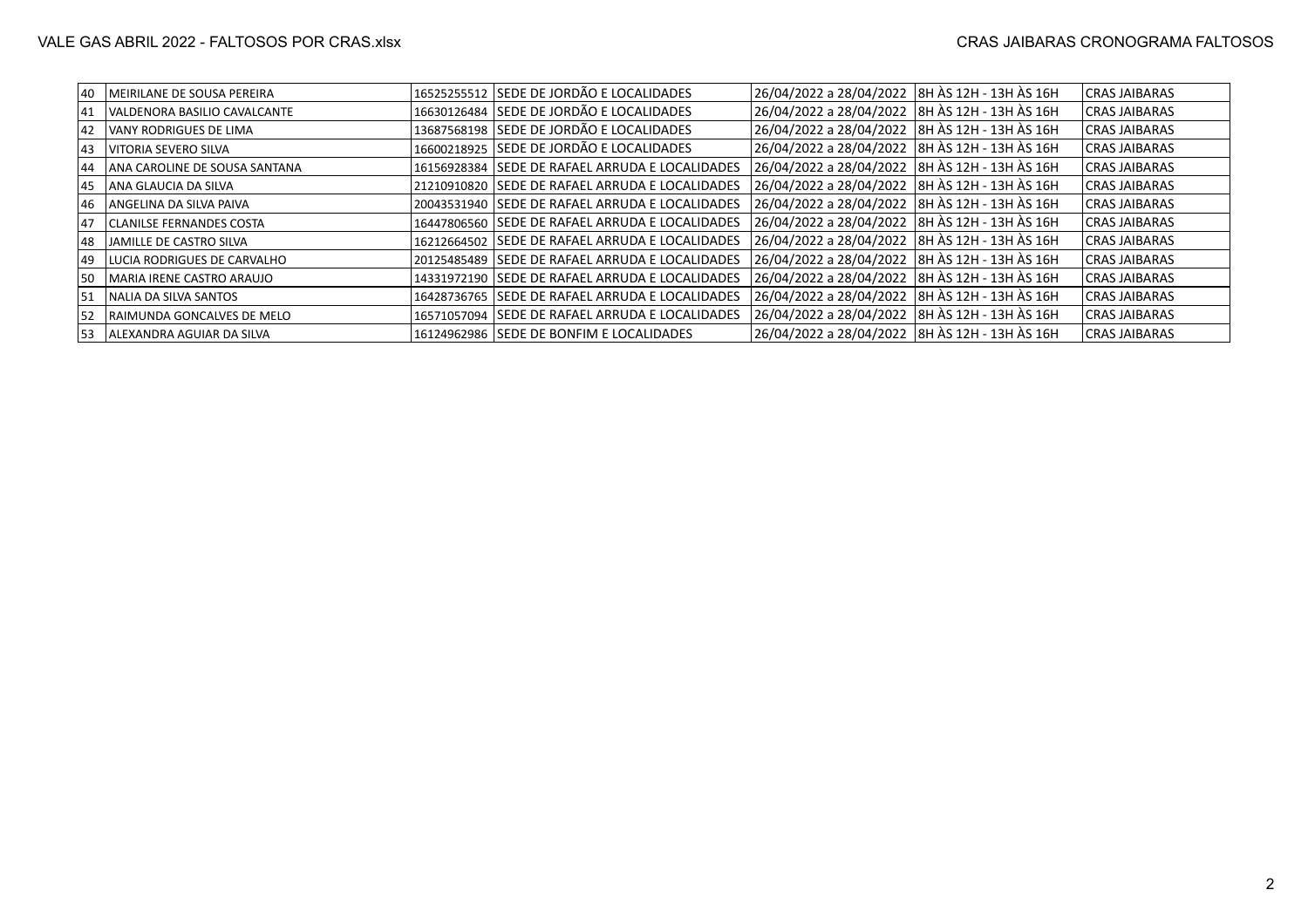| | | | | | | |
|---|---|---|---|---|---|---|
| 40 | MEIRILANE DE SOUSA PEREIRA | 16525255512 | SEDE DE JORDÃO E LOCALIDADES | 26/04/2022 a 28/04/2022 | 8H ÀS 12H - 13H ÀS 16H | CRAS JAIBARAS |
| 41 | VALDENORA BASILIO CAVALCANTE | 16630126484 | SEDE DE JORDÃO E LOCALIDADES | 26/04/2022 a 28/04/2022 | 8H ÀS 12H - 13H ÀS 16H | CRAS JAIBARAS |
| 42 | VANY RODRIGUES DE LIMA | 13687568198 | SEDE DE JORDÃO E LOCALIDADES | 26/04/2022 a 28/04/2022 | 8H ÀS 12H - 13H ÀS 16H | CRAS JAIBARAS |
| 43 | VITORIA SEVERO SILVA | 16600218925 | SEDE DE JORDÃO E LOCALIDADES | 26/04/2022 a 28/04/2022 | 8H ÀS 12H - 13H ÀS 16H | CRAS JAIBARAS |
| 44 | ANA CAROLINE DE SOUSA SANTANA | 16156928384 | SEDE DE RAFAEL ARRUDA E LOCALIDADES | 26/04/2022 a 28/04/2022 | 8H ÀS 12H - 13H ÀS 16H | CRAS JAIBARAS |
| 45 | ANA GLAUCIA DA SILVA | 21210910820 | SEDE DE RAFAEL ARRUDA E LOCALIDADES | 26/04/2022 a 28/04/2022 | 8H ÀS 12H - 13H ÀS 16H | CRAS JAIBARAS |
| 46 | ANGELINA DA SILVA PAIVA | 20043531940 | SEDE DE RAFAEL ARRUDA E LOCALIDADES | 26/04/2022 a 28/04/2022 | 8H ÀS 12H - 13H ÀS 16H | CRAS JAIBARAS |
| 47 | CLANILSE FERNANDES COSTA | 16447806560 | SEDE DE RAFAEL ARRUDA E LOCALIDADES | 26/04/2022 a 28/04/2022 | 8H ÀS 12H - 13H ÀS 16H | CRAS JAIBARAS |
| 48 | JAMILLE DE CASTRO SILVA | 16212664502 | SEDE DE RAFAEL ARRUDA E LOCALIDADES | 26/04/2022 a 28/04/2022 | 8H ÀS 12H - 13H ÀS 16H | CRAS JAIBARAS |
| 49 | LUCIA RODRIGUES DE CARVALHO | 20125485489 | SEDE DE RAFAEL ARRUDA E LOCALIDADES | 26/04/2022 a 28/04/2022 | 8H ÀS 12H - 13H ÀS 16H | CRAS JAIBARAS |
| 50 | MARIA IRENE CASTRO ARAUJO | 14331972190 | SEDE DE RAFAEL ARRUDA E LOCALIDADES | 26/04/2022 a 28/04/2022 | 8H ÀS 12H - 13H ÀS 16H | CRAS JAIBARAS |
| 51 | NALIA DA SILVA SANTOS | 16428736765 | SEDE DE RAFAEL ARRUDA E LOCALIDADES | 26/04/2022 a 28/04/2022 | 8H ÀS 12H - 13H ÀS 16H | CRAS JAIBARAS |
| 52 | RAIMUNDA GONCALVES DE MELO | 16571057094 | SEDE DE RAFAEL ARRUDA E LOCALIDADES | 26/04/2022 a 28/04/2022 | 8H ÀS 12H - 13H ÀS 16H | CRAS JAIBARAS |
| 53 | ALEXANDRA AGUIAR DA SILVA | 16124962986 | SEDE DE BONFIM E LOCALIDADES | 26/04/2022 a 28/04/2022 | 8H ÀS 12H - 13H ÀS 16H | CRAS JAIBARAS |